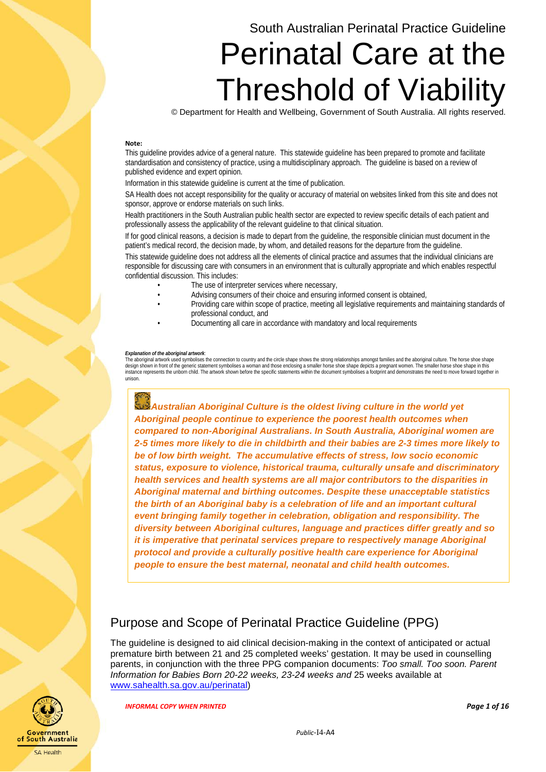South Australian Perinatal Practice Guideline

# Perinatal Care at the Threshold of Viability

© Department for Health and Wellbeing, Government of South Australia. All rights reserved.

**Note:**

This guideline provides advice of a general nature. This statewide guideline has been prepared to promote and facilitate standardisation and consistency of practice, using a multidisciplinary approach. The guideline is based on a review of published evidence and expert opinion.

Information in this statewide guideline is current at the time of publication.

SA Health does not accept responsibility for the quality or accuracy of material on websites linked from this site and does not sponsor, approve or endorse materials on such links.

Health practitioners in the South Australian public health sector are expected to review specific details of each patient and professionally assess the applicability of the relevant guideline to that clinical situation.

If for good clinical reasons, a decision is made to depart from the guideline, the responsible clinician must document in the patient's medical record, the decision made, by whom, and detailed reasons for the departure from the guideline.

This statewide guideline does not address all the elements of clinical practice and assumes that the individual clinicians are responsible for discussing care with consumers in an environment that is culturally appropriate and which enables respectful confidential discussion. This includes:

- The use of interpreter services where necessary,
- Advising consumers of their choice and ensuring informed consent is obtained,
- Providing care within scope of practice, meeting all legislative requirements and maintaining standards of professional conduct, and
- Documenting all care in accordance with mandatory and local requirements

***Explanation of the aboriginal artwork:***
The aboriginal artwork used symbolises the connection to country and the circle shape shows the strong relationships amongst families and the aboriginal culture. The horse shoe shape design shown in front of the generic statement symbolises a woman and those enclosing a smaller horse shoe shape depicts a pregnant women. The smaller horse shoe shape in this instance represents the unborn child. The artwork shown before the specific statements within the document symbolises a footprint and demonstrates the need to move forward together in unison.

***Australian Aboriginal Culture is the oldest living culture in the world yet Aboriginal people continue to experience the poorest health outcomes when compared to non-Aboriginal Australians. In South Australia, Aboriginal women are 2-5 times more likely to die in childbirth and their babies are 2-3 times more likely to be of low birth weight. The accumulative effects of stress, low socio economic status, exposure to violence, historical trauma, culturally unsafe and discriminatory health services and health systems are all major contributors to the disparities in Aboriginal maternal and birthing outcomes. Despite these unacceptable statistics the birth of an Aboriginal baby is a celebration of life and an important cultural event bringing family together in celebration, obligation and responsibility. The diversity between Aboriginal cultures, language and practices differ greatly and so it is imperative that perinatal services prepare to respectively manage Aboriginal protocol and provide a culturally positive health care experience for Aboriginal people to ensure the best maternal, neonatal and child health outcomes.***

## Purpose and Scope of Perinatal Practice Guideline (PPG)

The guideline is designed to aid clinical decision-making in the context of anticipated or actual premature birth between 21 and 25 completed weeks' gestation. It may be used in counselling parents, in conjunction with the three PPG companion documents: *Too small. Too soon. Parent Information for Babies Born 20-22 weeks, 23-24 weeks and* 25 weeks available at www.sahealth.sa.gov.au/perinatal)

***INFORMAL COPY WHEN PRINTED***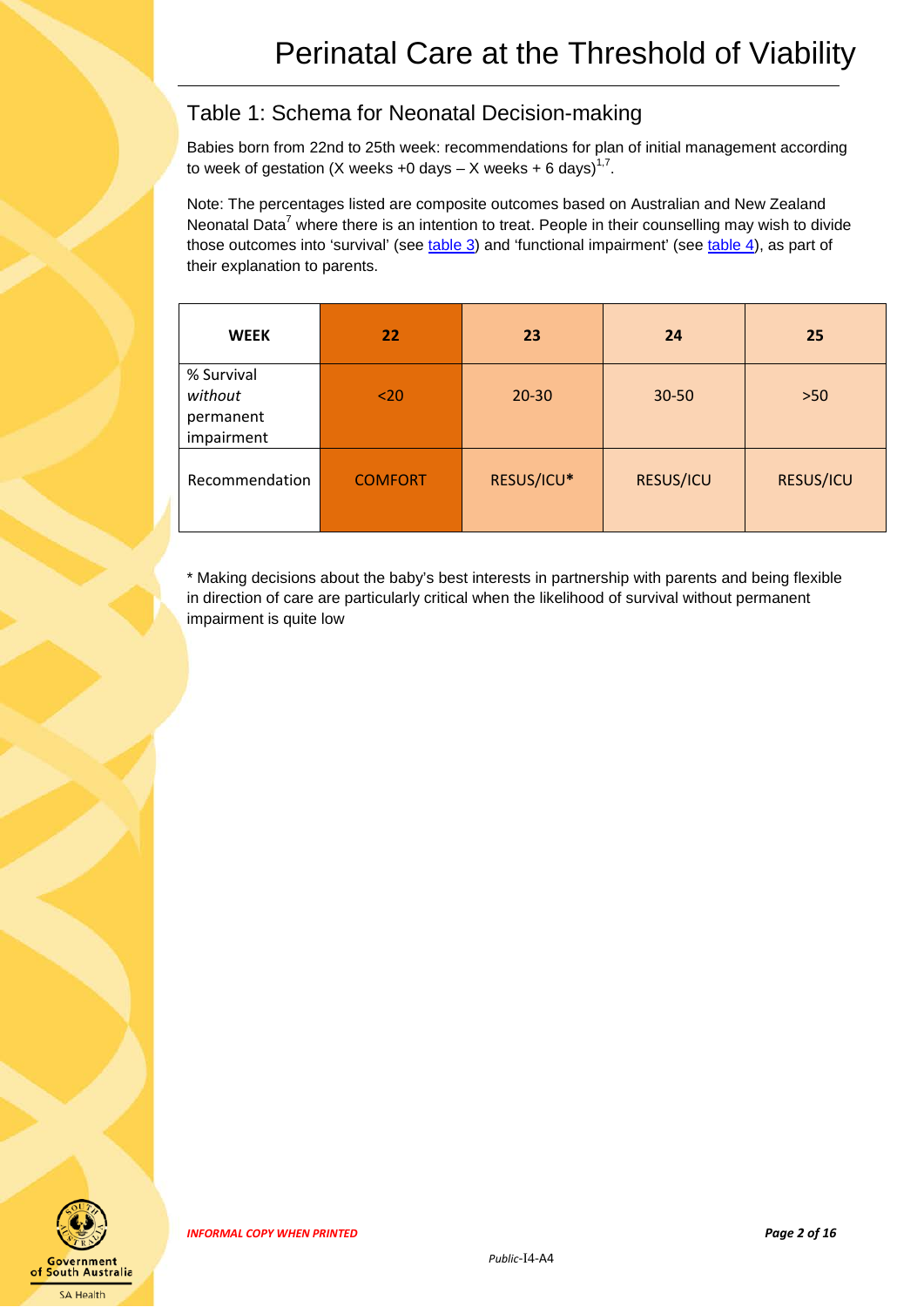## Table 1: Schema for Neonatal Decision-making

Babies born from 22nd to 25th week: recommendations for plan of initial management according to week of gestation (X weeks +0 days – X weeks + 6 days)[1,7].

Note: The percentages listed are composite outcomes based on Australian and New Zealand Neonatal Data[7] where there is an intention to treat. People in their counselling may wish to divide those outcomes into 'survival' (see table 3) and 'functional impairment' (see table 4), as part of their explanation to parents.

| **WEEK** | **22** | **23** | **24** | **25** |
|---|---|---|---|---|
| % Survival *without* permanent impairment | <20 | 20-30 | 30-50 | >50 |
| Recommendation | COMFORT | RESUS/ICU* | RESUS/ICU | RESUS/ICU |

* Making decisions about the baby's best interests in partnership with parents and being flexible in direction of care are particularly critical when the likelihood of survival without permanent impairment is quite low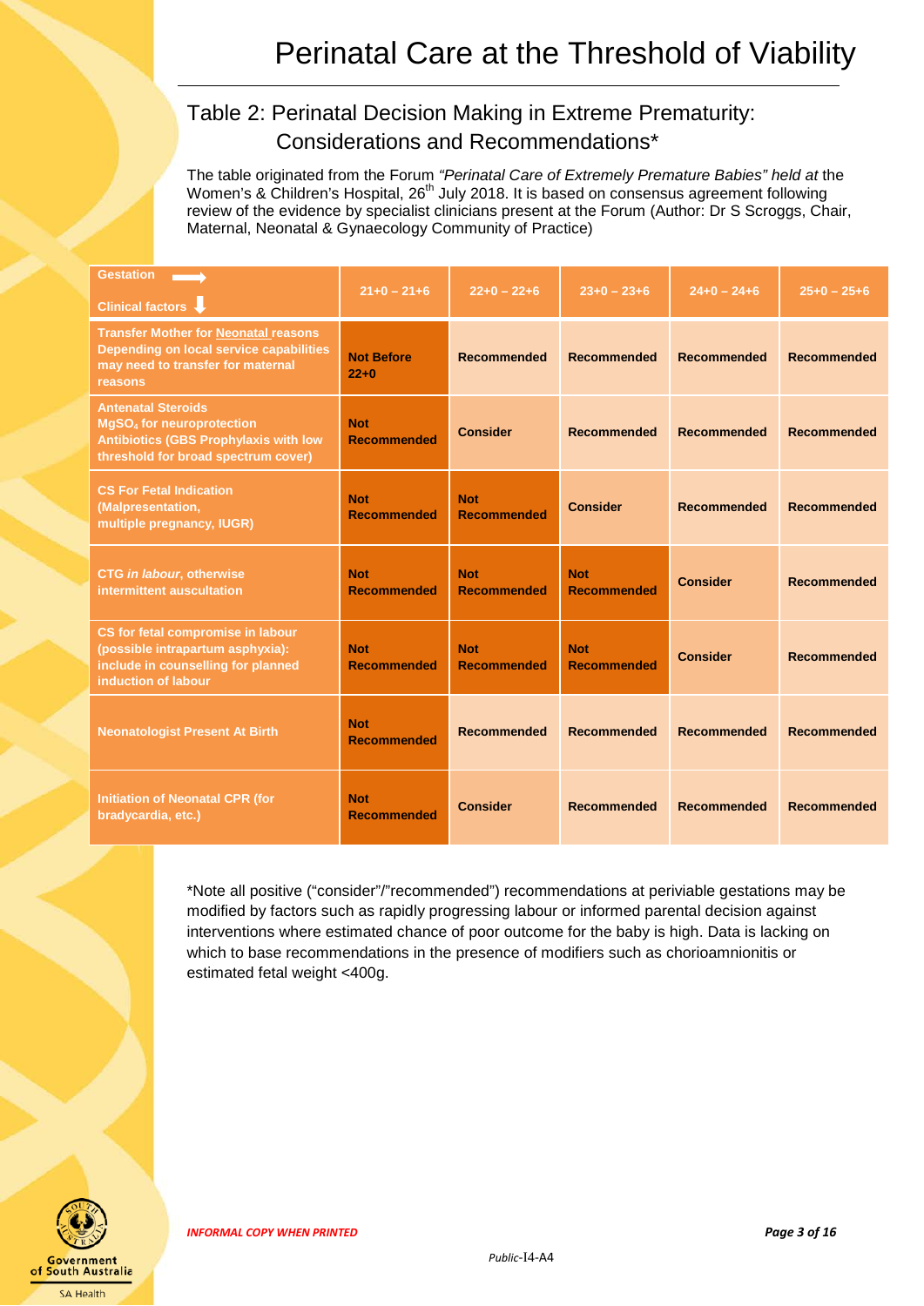# Perinatal Care at the Threshold of Viability

## Table 2: Perinatal Decision Making in Extreme Prematurity: Considerations and Recommendations*

The table originated from the Forum *"Perinatal Care of Extremely Premature Babies" held at* the Women's & Children's Hospital, 26th July 2018. It is based on consensus agreement following review of the evidence by specialist clinicians present at the Forum (Author: Dr S Scroggs, Chair, Maternal, Neonatal & Gynaecology Community of Practice)

| Gestation → / Clinical factors ↓ | 21+0 – 21+6 | 22+0 – 22+6 | 23+0 – 23+6 | 24+0 – 24+6 | 25+0 – 25+6 |
|---|---|---|---|---|---|
| **Transfer Mother for Neonatal reasons** Depending on local service capabilities may need to transfer for maternal reasons | **Not Before 22+0** | **Recommended** | **Recommended** | **Recommended** | **Recommended** |
| **Antenatal Steroids** $MgSO_4$ for neuroprotection Antibiotics (GBS Prophylaxis with low threshold for broad spectrum cover) | **Not Recommended** | **Consider** | **Recommended** | **Recommended** | **Recommended** |
| **CS For Fetal Indication** (Malpresentation, multiple pregnancy, IUGR) | **Not Recommended** | **Not Recommended** | **Consider** | **Recommended** | **Recommended** |
| **CTG *in labour*, otherwise intermittent auscultation** | **Not Recommended** | **Not Recommended** | **Not Recommended** | **Consider** | **Recommended** |
| **CS for fetal compromise in labour (possible intrapartum asphyxia): include in counselling for planned induction of labour** | **Not Recommended** | **Not Recommended** | **Not Recommended** | **Consider** | **Recommended** |
| **Neonatologist Present At Birth** | **Not Recommended** | **Recommended** | **Recommended** | **Recommended** | **Recommended** |
| **Initiation of Neonatal CPR (for bradycardia, etc.)** | **Not Recommended** | **Consider** | **Recommended** | **Recommended** | **Recommended** |

*Note all positive ("consider"/"recommended") recommendations at periviable gestations may be modified by factors such as rapidly progressing labour or informed parental decision against interventions where estimated chance of poor outcome for the baby is high. Data is lacking on which to base recommendations in the presence of modifiers such as chorioamnionitis or estimated fetal weight <400g.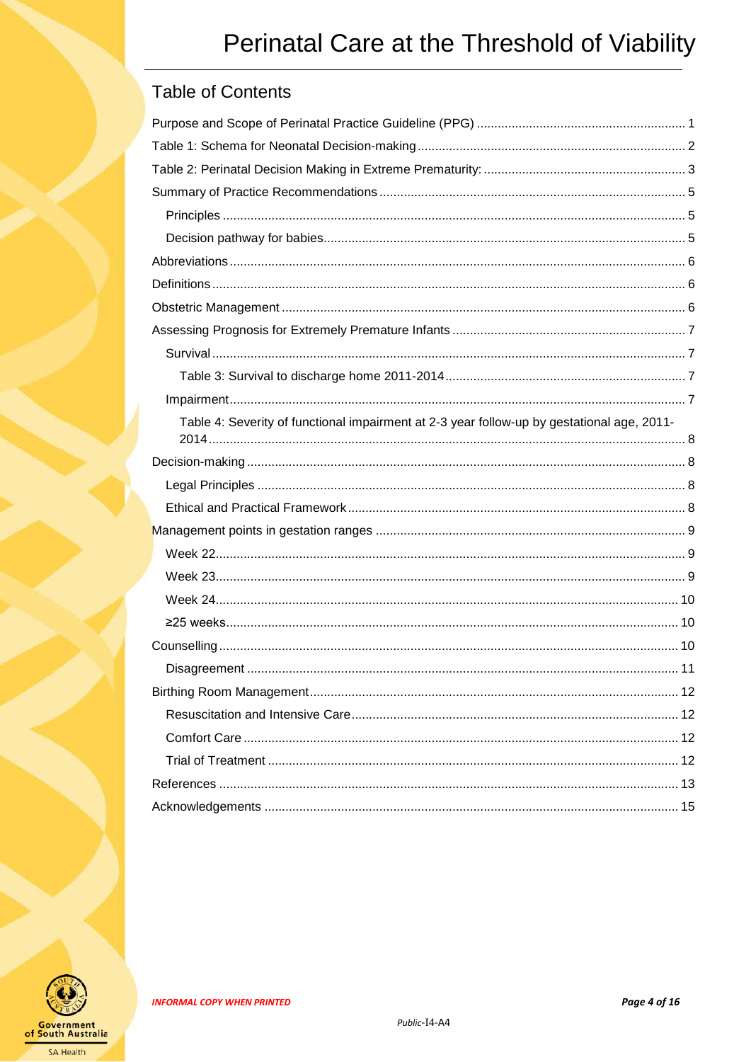## Table of Contents

- Purpose and Scope of Perinatal Practice Guideline (PPG) ... 1
- Table 1: Schema for Neonatal Decision-making ... 2
- Table 2: Perinatal Decision Making in Extreme Prematurity: ... 3
- Summary of Practice Recommendations ... 5
  - Principles ... 5
  - Decision pathway for babies ... 5
- Abbreviations ... 6
- Definitions ... 6
- Obstetric Management ... 6
- Assessing Prognosis for Extremely Premature Infants ... 7
  - Survival ... 7
    - Table 3: Survival to discharge home 2011-2014 ... 7
  - Impairment ... 7
    - Table 4: Severity of functional impairment at 2-3 year follow-up by gestational age, 2011-2014 ... 8
- Decision-making ... 8
  - Legal Principles ... 8
  - Ethical and Practical Framework ... 8
- Management points in gestation ranges ... 9
  - Week 22 ... 9
  - Week 23 ... 9
  - Week 24 ... 10
  - ≥25 weeks ... 10
- Counselling ... 10
  - Disagreement ... 11
- Birthing Room Management ... 12
  - Resuscitation and Intensive Care ... 12
  - Comfort Care ... 12
  - Trial of Treatment ... 12
- References ... 13
- Acknowledgements ... 15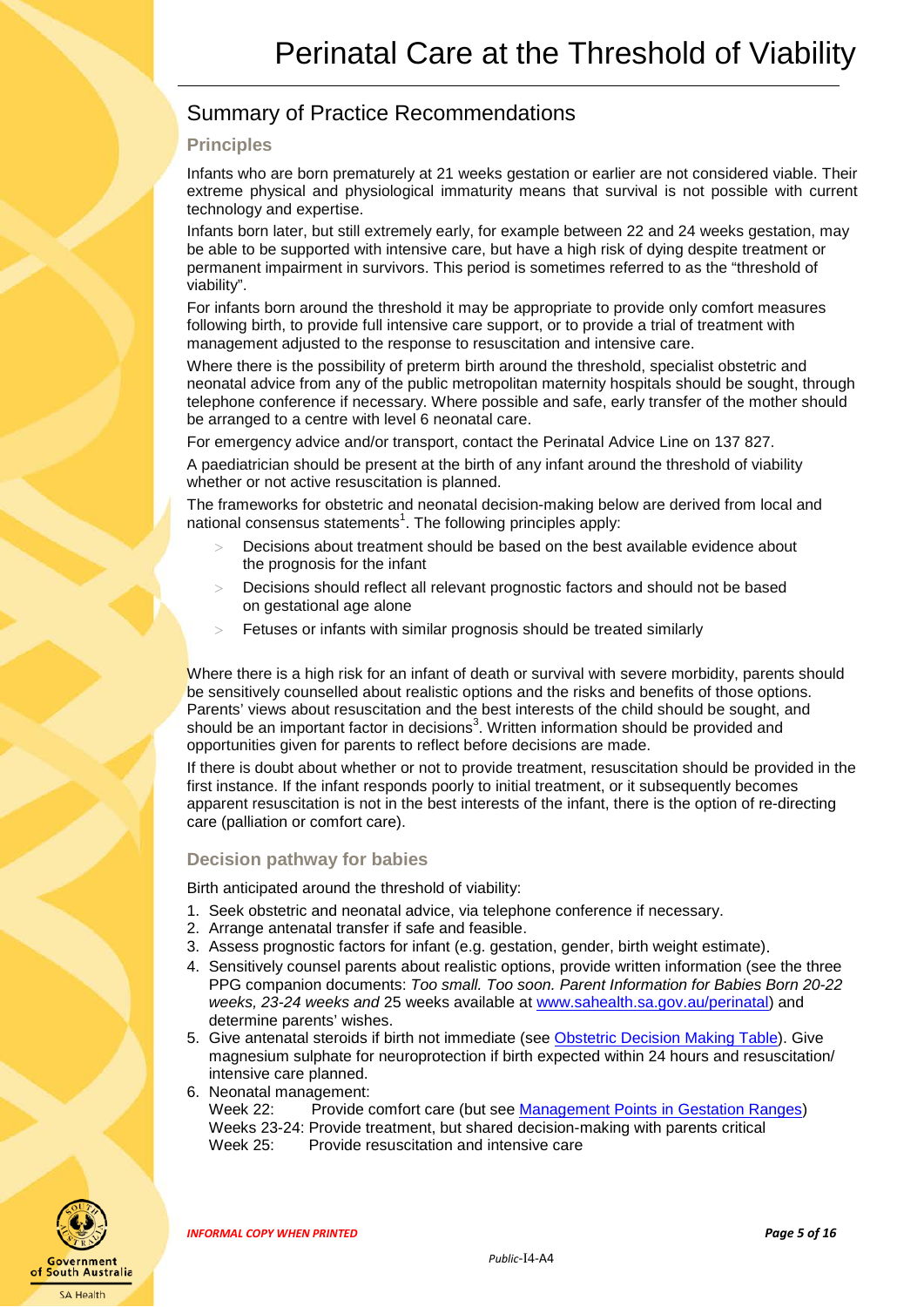## Summary of Practice Recommendations

### Principles

Infants who are born prematurely at 21 weeks gestation or earlier are not considered viable. Their extreme physical and physiological immaturity means that survival is not possible with current technology and expertise.

Infants born later, but still extremely early, for example between 22 and 24 weeks gestation, may be able to be supported with intensive care, but have a high risk of dying despite treatment or permanent impairment in survivors. This period is sometimes referred to as the "threshold of viability".

For infants born around the threshold it may be appropriate to provide only comfort measures following birth, to provide full intensive care support, or to provide a trial of treatment with management adjusted to the response to resuscitation and intensive care.

Where there is the possibility of preterm birth around the threshold, specialist obstetric and neonatal advice from any of the public metropolitan maternity hospitals should be sought, through telephone conference if necessary. Where possible and safe, early transfer of the mother should be arranged to a centre with level 6 neonatal care.

For emergency advice and/or transport, contact the Perinatal Advice Line on 137 827.

A paediatrician should be present at the birth of any infant around the threshold of viability whether or not active resuscitation is planned.

The frameworks for obstetric and neonatal decision-making below are derived from local and national consensus statements[1]. The following principles apply:

- Decisions about treatment should be based on the best available evidence about the prognosis for the infant
- Decisions should reflect all relevant prognostic factors and should not be based on gestational age alone
- Fetuses or infants with similar prognosis should be treated similarly

Where there is a high risk for an infant of death or survival with severe morbidity, parents should be sensitively counselled about realistic options and the risks and benefits of those options. Parents' views about resuscitation and the best interests of the child should be sought, and should be an important factor in decisions[3]. Written information should be provided and opportunities given for parents to reflect before decisions are made.

If there is doubt about whether or not to provide treatment, resuscitation should be provided in the first instance. If the infant responds poorly to initial treatment, or it subsequently becomes apparent resuscitation is not in the best interests of the infant, there is the option of re-directing care (palliation or comfort care).

### Decision pathway for babies

Birth anticipated around the threshold of viability:

1. Seek obstetric and neonatal advice, via telephone conference if necessary.
2. Arrange antenatal transfer if safe and feasible.
3. Assess prognostic factors for infant (e.g. gestation, gender, birth weight estimate).
4. Sensitively counsel parents about realistic options, provide written information (see the three PPG companion documents: *Too small. Too soon. Parent Information for Babies Born 20-22 weeks, 23-24 weeks and* 25 weeks available at www.sahealth.sa.gov.au/perinatal) and determine parents' wishes.
5. Give antenatal steroids if birth not immediate (see Obstetric Decision Making Table). Give magnesium sulphate for neuroprotection if birth expected within 24 hours and resuscitation/ intensive care planned.
6. Neonatal management:
   Week 22: Provide comfort care (but see Management Points in Gestation Ranges)
   Weeks 23-24: Provide treatment, but shared decision-making with parents critical
   Week 25: Provide resuscitation and intensive care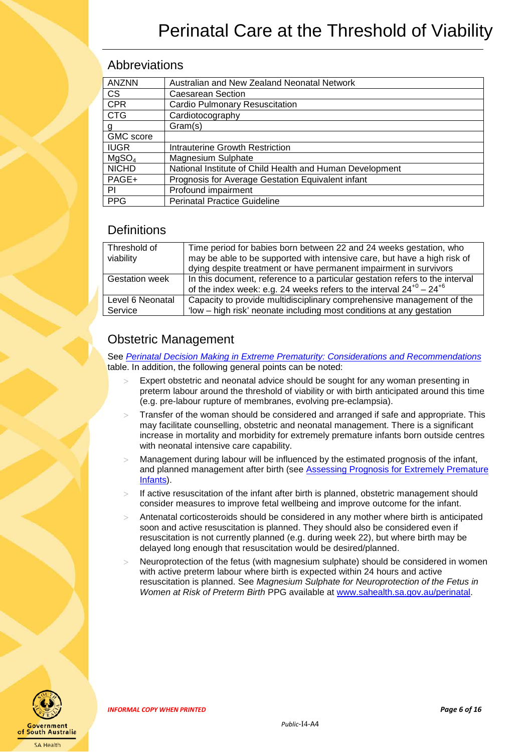## Abbreviations

| | |
|---|---|
| ANZNN | Australian and New Zealand Neonatal Network |
| CS | Caesarean Section |
| CPR | Cardio Pulmonary Resuscitation |
| CTG | Cardiotocography |
| g | Gram(s) |
| GMC score | |
| IUGR | Intrauterine Growth Restriction |
| $MgSO_4$ | Magnesium Sulphate |
| NICHD | National Institute of Child Health and Human Development |
| PAGE+ | Prognosis for Average Gestation Equivalent infant |
| PI | Profound impairment |
| PPG | Perinatal Practice Guideline |

## Definitions

| | |
|---|---|
| Threshold of viability | Time period for babies born between 22 and 24 weeks gestation, who may be able to be supported with intensive care, but have a high risk of dying despite treatment or have permanent impairment in survivors |
| Gestation week | In this document, reference to a particular gestation refers to the interval of the index week: e.g. 24 weeks refers to the interval $24^{+0} - 24^{+6}$ |
| Level 6 Neonatal Service | Capacity to provide multidisciplinary comprehensive management of the 'low – high risk' neonate including most conditions at any gestation |

## Obstetric Management

See *Perinatal Decision Making in Extreme Prematurity: Considerations and Recommendations* table. In addition, the following general points can be noted:

- Expert obstetric and neonatal advice should be sought for any woman presenting in preterm labour around the threshold of viability or with birth anticipated around this time (e.g. pre-labour rupture of membranes, evolving pre-eclampsia).
- Transfer of the woman should be considered and arranged if safe and appropriate. This may facilitate counselling, obstetric and neonatal management. There is a significant increase in mortality and morbidity for extremely premature infants born outside centres with neonatal intensive care capability.
- Management during labour will be influenced by the estimated prognosis of the infant, and planned management after birth (see Assessing Prognosis for Extremely Premature Infants).
- If active resuscitation of the infant after birth is planned, obstetric management should consider measures to improve fetal wellbeing and improve outcome for the infant.
- Antenatal corticosteroids should be considered in any mother where birth is anticipated soon and active resuscitation is planned. They should also be considered even if resuscitation is not currently planned (e.g. during week 22), but where birth may be delayed long enough that resuscitation would be desired/planned.
- Neuroprotection of the fetus (with magnesium sulphate) should be considered in women with active preterm labour where birth is expected within 24 hours and active resuscitation is planned. See *Magnesium Sulphate for Neuroprotection of the Fetus in Women at Risk of Preterm Birth* PPG available at www.sahealth.sa.gov.au/perinatal.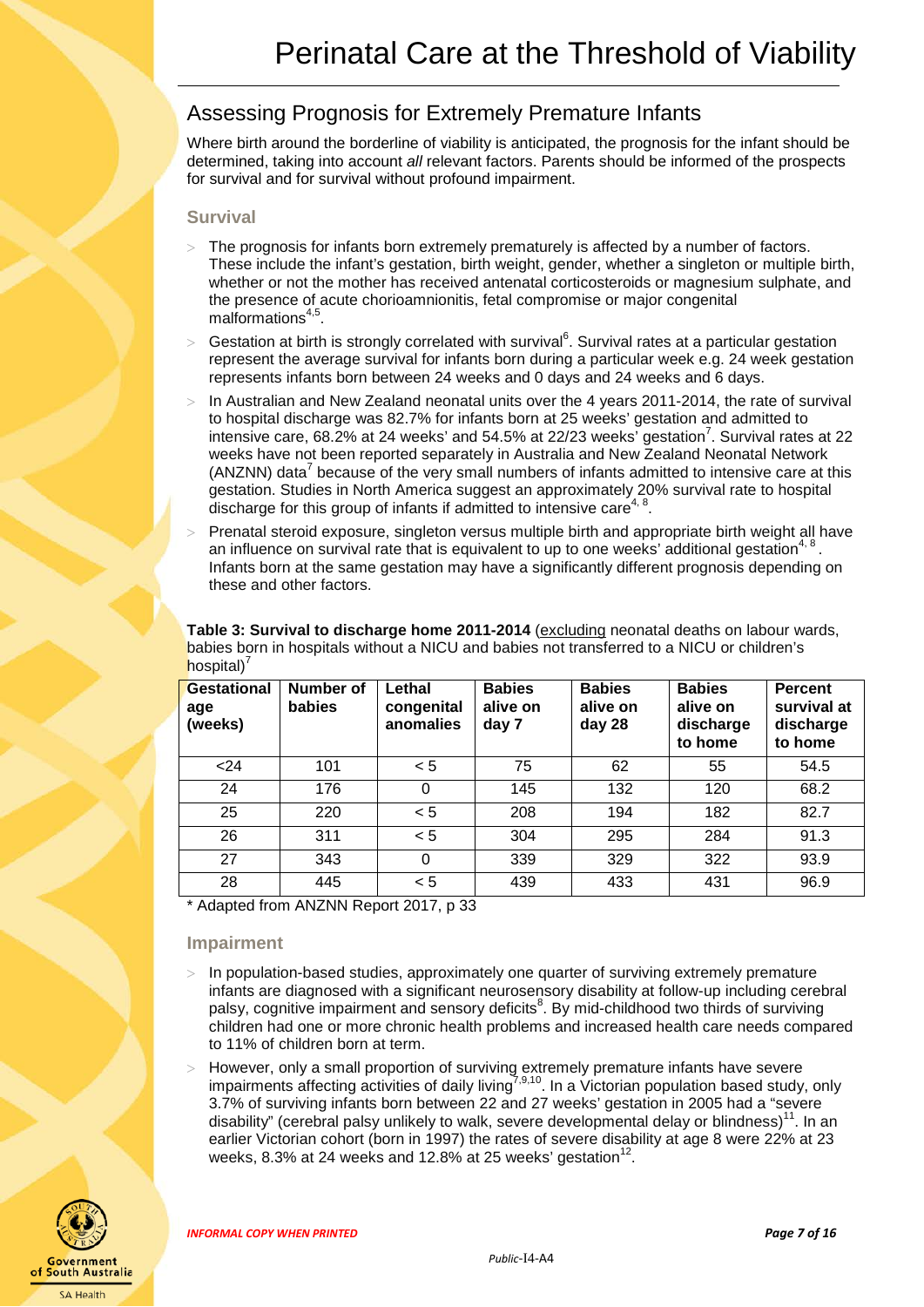# Perinatal Care at the Threshold of Viability

## Assessing Prognosis for Extremely Premature Infants

Where birth around the borderline of viability is anticipated, the prognosis for the infant should be determined, taking into account *all* relevant factors. Parents should be informed of the prospects for survival and for survival without profound impairment.

### Survival

- The prognosis for infants born extremely prematurely is affected by a number of factors. These include the infant's gestation, birth weight, gender, whether a singleton or multiple birth, whether or not the mother has received antenatal corticosteroids or magnesium sulphate, and the presence of acute chorioamnionitis, fetal compromise or major congenital malformations[4,5].
- Gestation at birth is strongly correlated with survival[6]. Survival rates at a particular gestation represent the average survival for infants born during a particular week e.g. 24 week gestation represents infants born between 24 weeks and 0 days and 24 weeks and 6 days.
- In Australian and New Zealand neonatal units over the 4 years 2011-2014, the rate of survival to hospital discharge was 82.7% for infants born at 25 weeks' gestation and admitted to intensive care, 68.2% at 24 weeks' and 54.5% at 22/23 weeks' gestation[7]. Survival rates at 22 weeks have not been reported separately in Australia and New Zealand Neonatal Network (ANZNN) data[7] because of the very small numbers of infants admitted to intensive care at this gestation. Studies in North America suggest an approximately 20% survival rate to hospital discharge for this group of infants if admitted to intensive care[4, 8].
- Prenatal steroid exposure, singleton versus multiple birth and appropriate birth weight all have an influence on survival rate that is equivalent to up to one weeks' additional gestation[4, 8]. Infants born at the same gestation may have a significantly different prognosis depending on these and other factors.

**Table 3: Survival to discharge home 2011-2014** (excluding neonatal deaths on labour wards, babies born in hospitals without a NICU and babies not transferred to a NICU or children's hospital)[7]

| Gestational age (weeks) | Number of babies | Lethal congenital anomalies | Babies alive on day 7 | Babies alive on day 28 | Babies alive on discharge to home | Percent survival at discharge to home |
|---|---|---|---|---|---|---|
| <24 | 101 | < 5 | 75 | 62 | 55 | 54.5 |
| 24 | 176 | 0 | 145 | 132 | 120 | 68.2 |
| 25 | 220 | < 5 | 208 | 194 | 182 | 82.7 |
| 26 | 311 | < 5 | 304 | 295 | 284 | 91.3 |
| 27 | 343 | 0 | 339 | 329 | 322 | 93.9 |
| 28 | 445 | < 5 | 439 | 433 | 431 | 96.9 |

* Adapted from ANZNN Report 2017, p 33

### Impairment

- In population-based studies, approximately one quarter of surviving extremely premature infants are diagnosed with a significant neurosensory disability at follow-up including cerebral palsy, cognitive impairment and sensory deficits[8]. By mid-childhood two thirds of surviving children had one or more chronic health problems and increased health care needs compared to 11% of children born at term.
- However, only a small proportion of surviving extremely premature infants have severe impairments affecting activities of daily living[7,9,10]. In a Victorian population based study, only 3.7% of surviving infants born between 22 and 27 weeks' gestation in 2005 had a "severe disability" (cerebral palsy unlikely to walk, severe developmental delay or blindness)[11]. In an earlier Victorian cohort (born in 1997) the rates of severe disability at age 8 were 22% at 23 weeks, 8.3% at 24 weeks and 12.8% at 25 weeks' gestation[12].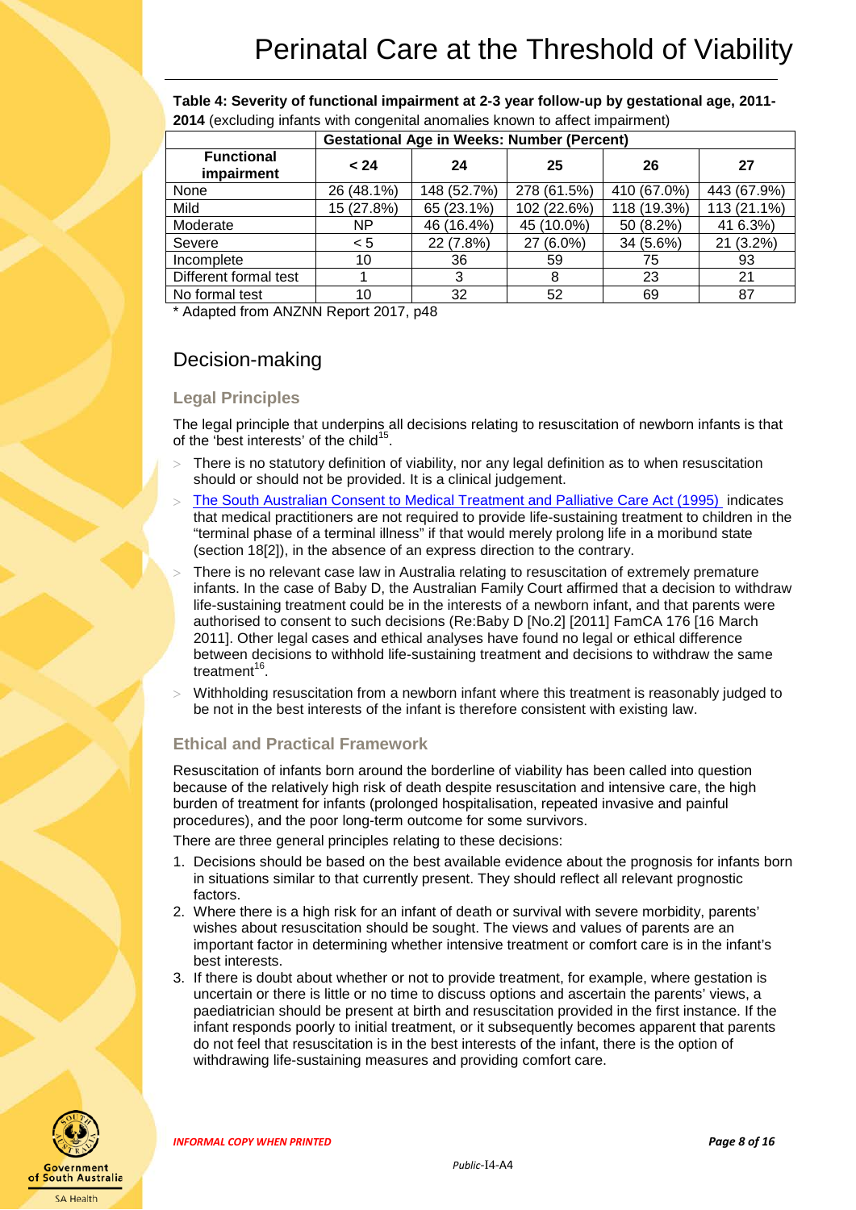**Table 4: Severity of functional impairment at 2-3 year follow-up by gestational age, 2011-2014** (excluding infants with congenital anomalies known to affect impairment)

| | Gestational Age in Weeks: Number (Percent) | | | | |
|---|---|---|---|---|---|
| **Functional impairment** | **< 24** | **24** | **25** | **26** | **27** |
| None | 26 (48.1%) | 148 (52.7%) | 278 (61.5%) | 410 (67.0%) | 443 (67.9%) |
| Mild | 15 (27.8%) | 65 (23.1%) | 102 (22.6%) | 118 (19.3%) | 113 (21.1%) |
| Moderate | NP | 46 (16.4%) | 45 (10.0%) | 50 (8.2%) | 41 6.3%) |
| Severe | < 5 | 22 (7.8%) | 27 (6.0%) | 34 (5.6%) | 21 (3.2%) |
| Incomplete | 10 | 36 | 59 | 75 | 93 |
| Different formal test | 1 | 3 | 8 | 23 | 21 |
| No formal test | 10 | 32 | 52 | 69 | 87 |

* Adapted from ANZNN Report 2017, p48

## Decision-making

### Legal Principles

The legal principle that underpins all decisions relating to resuscitation of newborn infants is that of the 'best interests' of the child[15].

- There is no statutory definition of viability, nor any legal definition as to when resuscitation should or should not be provided. It is a clinical judgement.
- The South Australian Consent to Medical Treatment and Palliative Care Act (1995) indicates that medical practitioners are not required to provide life-sustaining treatment to children in the "terminal phase of a terminal illness" if that would merely prolong life in a moribund state (section 18[2]), in the absence of an express direction to the contrary.
- There is no relevant case law in Australia relating to resuscitation of extremely premature infants. In the case of Baby D, the Australian Family Court affirmed that a decision to withdraw life-sustaining treatment could be in the interests of a newborn infant, and that parents were authorised to consent to such decisions (Re:Baby D [No.2] [2011] FamCA 176 [16 March 2011]. Other legal cases and ethical analyses have found no legal or ethical difference between decisions to withhold life-sustaining treatment and decisions to withdraw the same treatment[16].
- Withholding resuscitation from a newborn infant where this treatment is reasonably judged to be not in the best interests of the infant is therefore consistent with existing law.

### Ethical and Practical Framework

Resuscitation of infants born around the borderline of viability has been called into question because of the relatively high risk of death despite resuscitation and intensive care, the high burden of treatment for infants (prolonged hospitalisation, repeated invasive and painful procedures), and the poor long-term outcome for some survivors.

There are three general principles relating to these decisions:

1. Decisions should be based on the best available evidence about the prognosis for infants born in situations similar to that currently present. They should reflect all relevant prognostic factors.
2. Where there is a high risk for an infant of death or survival with severe morbidity, parents' wishes about resuscitation should be sought. The views and values of parents are an important factor in determining whether intensive treatment or comfort care is in the infant's best interests.
3. If there is doubt about whether or not to provide treatment, for example, where gestation is uncertain or there is little or no time to discuss options and ascertain the parents' views, a paediatrician should be present at birth and resuscitation provided in the first instance. If the infant responds poorly to initial treatment, or it subsequently becomes apparent that parents do not feel that resuscitation is in the best interests of the infant, there is the option of withdrawing life-sustaining measures and providing comfort care.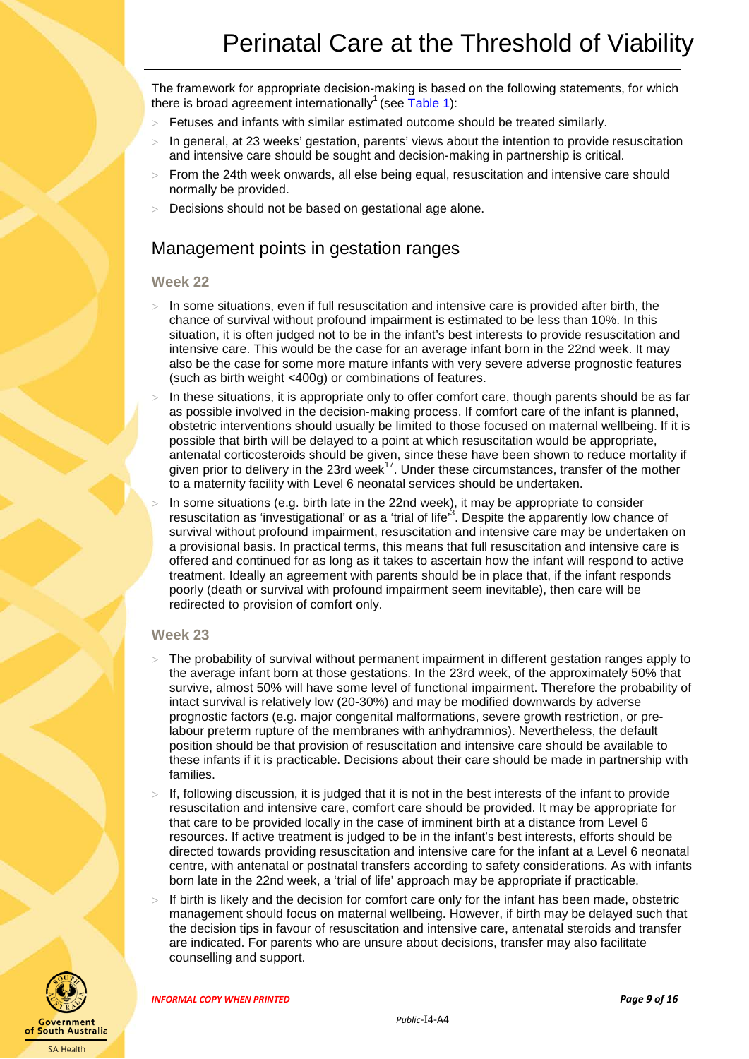The framework for appropriate decision-making is based on the following statements, for which there is broad agreement internationally[1] (see Table 1):

- Fetuses and infants with similar estimated outcome should be treated similarly.
- In general, at 23 weeks' gestation, parents' views about the intention to provide resuscitation and intensive care should be sought and decision-making in partnership is critical.
- From the 24th week onwards, all else being equal, resuscitation and intensive care should normally be provided.
- Decisions should not be based on gestational age alone.

## Management points in gestation ranges

### Week 22

- In some situations, even if full resuscitation and intensive care is provided after birth, the chance of survival without profound impairment is estimated to be less than 10%. In this situation, it is often judged not to be in the infant's best interests to provide resuscitation and intensive care. This would be the case for an average infant born in the 22nd week. It may also be the case for some more mature infants with very severe adverse prognostic features (such as birth weight <400g) or combinations of features.
- In these situations, it is appropriate only to offer comfort care, though parents should be as far as possible involved in the decision-making process. If comfort care of the infant is planned, obstetric interventions should usually be limited to those focused on maternal wellbeing. If it is possible that birth will be delayed to a point at which resuscitation would be appropriate, antenatal corticosteroids should be given, since these have been shown to reduce mortality if given prior to delivery in the 23rd week[17]. Under these circumstances, transfer of the mother to a maternity facility with Level 6 neonatal services should be undertaken.
- In some situations (e.g. birth late in the 22nd week), it may be appropriate to consider resuscitation as 'investigational' or as a 'trial of life'[3]. Despite the apparently low chance of survival without profound impairment, resuscitation and intensive care may be undertaken on a provisional basis. In practical terms, this means that full resuscitation and intensive care is offered and continued for as long as it takes to ascertain how the infant will respond to active treatment. Ideally an agreement with parents should be in place that, if the infant responds poorly (death or survival with profound impairment seem inevitable), then care will be redirected to provision of comfort only.

### Week 23

- The probability of survival without permanent impairment in different gestation ranges apply to the average infant born at those gestations. In the 23rd week, of the approximately 50% that survive, almost 50% will have some level of functional impairment. Therefore the probability of intact survival is relatively low (20-30%) and may be modified downwards by adverse prognostic factors (e.g. major congenital malformations, severe growth restriction, or pre-labour preterm rupture of the membranes with anhydramnios). Nevertheless, the default position should be that provision of resuscitation and intensive care should be available to these infants if it is practicable. Decisions about their care should be made in partnership with families.
- If, following discussion, it is judged that it is not in the best interests of the infant to provide resuscitation and intensive care, comfort care should be provided. It may be appropriate for that care to be provided locally in the case of imminent birth at a distance from Level 6 resources. If active treatment is judged to be in the infant's best interests, efforts should be directed towards providing resuscitation and intensive care for the infant at a Level 6 neonatal centre, with antenatal or postnatal transfers according to safety considerations. As with infants born late in the 22nd week, a 'trial of life' approach may be appropriate if practicable.
- If birth is likely and the decision for comfort care only for the infant has been made, obstetric management should focus on maternal wellbeing. However, if birth may be delayed such that the decision tips in favour of resuscitation and intensive care, antenatal steroids and transfer are indicated. For parents who are unsure about decisions, transfer may also facilitate counselling and support.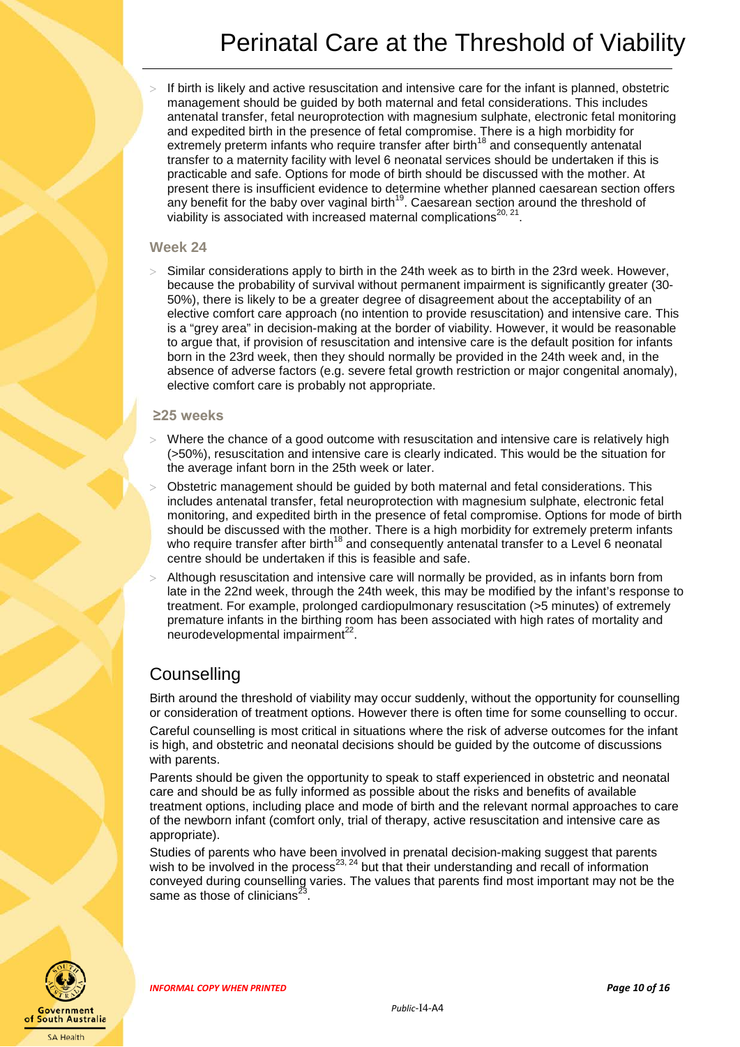- If birth is likely and active resuscitation and intensive care for the infant is planned, obstetric management should be guided by both maternal and fetal considerations. This includes antenatal transfer, fetal neuroprotection with magnesium sulphate, electronic fetal monitoring and expedited birth in the presence of fetal compromise. There is a high morbidity for extremely preterm infants who require transfer after birth[18] and consequently antenatal transfer to a maternity facility with level 6 neonatal services should be undertaken if this is practicable and safe. Options for mode of birth should be discussed with the mother. At present there is insufficient evidence to determine whether planned caesarean section offers any benefit for the baby over vaginal birth[19]. Caesarean section around the threshold of viability is associated with increased maternal complications[20, 21].

### Week 24

- Similar considerations apply to birth in the 24th week as to birth in the 23rd week. However, because the probability of survival without permanent impairment is significantly greater (30-50%), there is likely to be a greater degree of disagreement about the acceptability of an elective comfort care approach (no intention to provide resuscitation) and intensive care. This is a "grey area" in decision-making at the border of viability. However, it would be reasonable to argue that, if provision of resuscitation and intensive care is the default position for infants born in the 23rd week, then they should normally be provided in the 24th week and, in the absence of adverse factors (e.g. severe fetal growth restriction or major congenital anomaly), elective comfort care is probably not appropriate.

### ≥25 weeks

- Where the chance of a good outcome with resuscitation and intensive care is relatively high (>50%), resuscitation and intensive care is clearly indicated. This would be the situation for the average infant born in the 25th week or later.
- Obstetric management should be guided by both maternal and fetal considerations. This includes antenatal transfer, fetal neuroprotection with magnesium sulphate, electronic fetal monitoring, and expedited birth in the presence of fetal compromise. Options for mode of birth should be discussed with the mother. There is a high morbidity for extremely preterm infants who require transfer after birth[18] and consequently antenatal transfer to a Level 6 neonatal centre should be undertaken if this is feasible and safe.
- Although resuscitation and intensive care will normally be provided, as in infants born from late in the 22nd week, through the 24th week, this may be modified by the infant's response to treatment. For example, prolonged cardiopulmonary resuscitation (>5 minutes) of extremely premature infants in the birthing room has been associated with high rates of mortality and neurodevelopmental impairment[22].

## Counselling

Birth around the threshold of viability may occur suddenly, without the opportunity for counselling or consideration of treatment options. However there is often time for some counselling to occur.

Careful counselling is most critical in situations where the risk of adverse outcomes for the infant is high, and obstetric and neonatal decisions should be guided by the outcome of discussions with parents.

Parents should be given the opportunity to speak to staff experienced in obstetric and neonatal care and should be as fully informed as possible about the risks and benefits of available treatment options, including place and mode of birth and the relevant normal approaches to care of the newborn infant (comfort only, trial of therapy, active resuscitation and intensive care as appropriate).

Studies of parents who have been involved in prenatal decision-making suggest that parents wish to be involved in the process[23, 24] but that their understanding and recall of information conveyed during counselling varies. The values that parents find most important may not be the same as those of clinicians[23].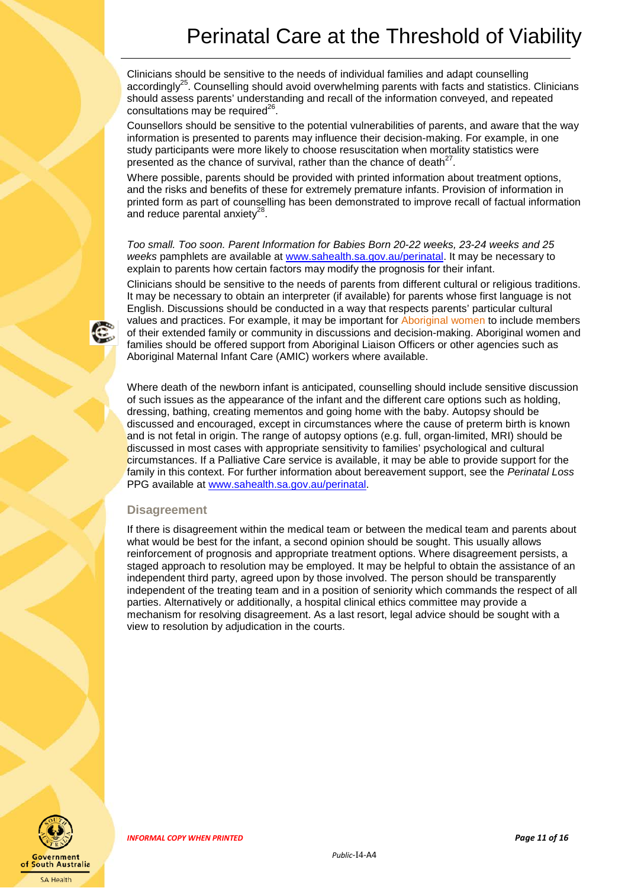Clinicians should be sensitive to the needs of individual families and adapt counselling accordingly[25]. Counselling should avoid overwhelming parents with facts and statistics. Clinicians should assess parents' understanding and recall of the information conveyed, and repeated consultations may be required[26].

Counsellors should be sensitive to the potential vulnerabilities of parents, and aware that the way information is presented to parents may influence their decision-making. For example, in one study participants were more likely to choose resuscitation when mortality statistics were presented as the chance of survival, rather than the chance of death[27].

Where possible, parents should be provided with printed information about treatment options, and the risks and benefits of these for extremely premature infants. Provision of information in printed form as part of counselling has been demonstrated to improve recall of factual information and reduce parental anxiety[28].

*Too small. Too soon. Parent Information for Babies Born 20-22 weeks, 23-24 weeks and 25 weeks* pamphlets are available at www.sahealth.sa.gov.au/perinatal. It may be necessary to explain to parents how certain factors may modify the prognosis for their infant.

Clinicians should be sensitive to the needs of parents from different cultural or religious traditions. It may be necessary to obtain an interpreter (if available) for parents whose first language is not English. Discussions should be conducted in a way that respects parents' particular cultural values and practices. For example, it may be important for Aboriginal women to include members of their extended family or community in discussions and decision-making. Aboriginal women and families should be offered support from Aboriginal Liaison Officers or other agencies such as Aboriginal Maternal Infant Care (AMIC) workers where available.

Where death of the newborn infant is anticipated, counselling should include sensitive discussion of such issues as the appearance of the infant and the different care options such as holding, dressing, bathing, creating mementos and going home with the baby. Autopsy should be discussed and encouraged, except in circumstances where the cause of preterm birth is known and is not fetal in origin. The range of autopsy options (e.g. full, organ-limited, MRI) should be discussed in most cases with appropriate sensitivity to families' psychological and cultural circumstances. If a Palliative Care service is available, it may be able to provide support for the family in this context. For further information about bereavement support, see the *Perinatal Loss* PPG available at www.sahealth.sa.gov.au/perinatal.

### Disagreement

If there is disagreement within the medical team or between the medical team and parents about what would be best for the infant, a second opinion should be sought. This usually allows reinforcement of prognosis and appropriate treatment options. Where disagreement persists, a staged approach to resolution may be employed. It may be helpful to obtain the assistance of an independent third party, agreed upon by those involved. The person should be transparently independent of the treating team and in a position of seniority which commands the respect of all parties. Alternatively or additionally, a hospital clinical ethics committee may provide a mechanism for resolving disagreement. As a last resort, legal advice should be sought with a view to resolution by adjudication in the courts.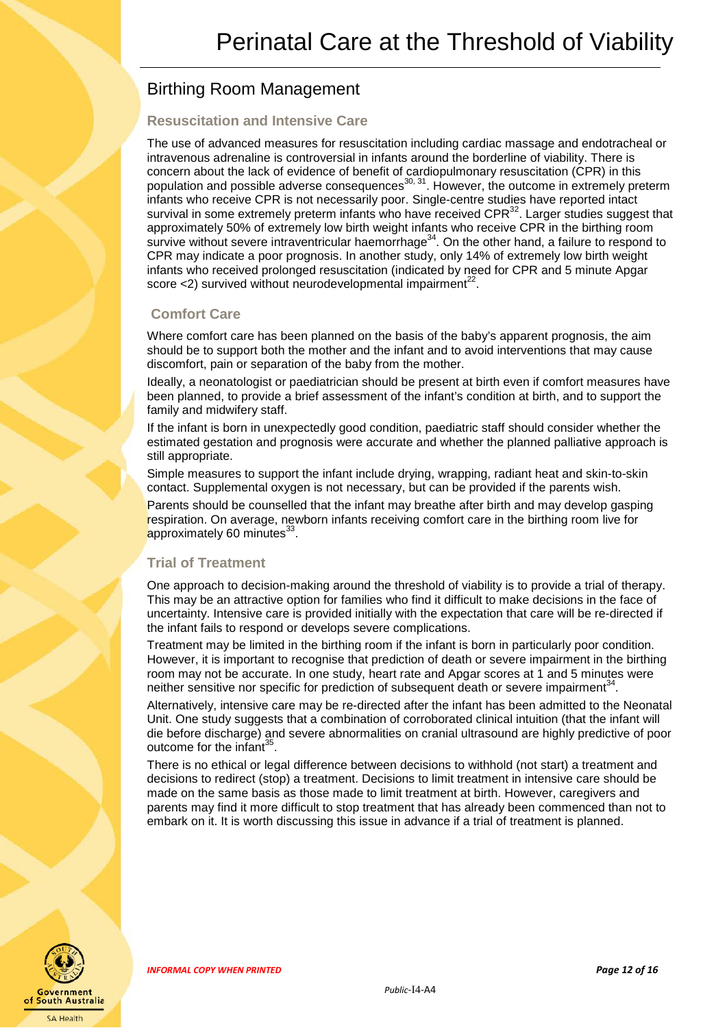## Birthing Room Management

### Resuscitation and Intensive Care

The use of advanced measures for resuscitation including cardiac massage and endotracheal or intravenous adrenaline is controversial in infants around the borderline of viability. There is concern about the lack of evidence of benefit of cardiopulmonary resuscitation (CPR) in this population and possible adverse consequences[30, 31]. However, the outcome in extremely preterm infants who receive CPR is not necessarily poor. Single-centre studies have reported intact survival in some extremely preterm infants who have received CPR[32]. Larger studies suggest that approximately 50% of extremely low birth weight infants who receive CPR in the birthing room survive without severe intraventricular haemorrhage[34]. On the other hand, a failure to respond to CPR may indicate a poor prognosis. In another study, only 14% of extremely low birth weight infants who received prolonged resuscitation (indicated by need for CPR and 5 minute Apgar score <2) survived without neurodevelopmental impairment[22].

### Comfort Care

Where comfort care has been planned on the basis of the baby's apparent prognosis, the aim should be to support both the mother and the infant and to avoid interventions that may cause discomfort, pain or separation of the baby from the mother.

Ideally, a neonatologist or paediatrician should be present at birth even if comfort measures have been planned, to provide a brief assessment of the infant's condition at birth, and to support the family and midwifery staff.

If the infant is born in unexpectedly good condition, paediatric staff should consider whether the estimated gestation and prognosis were accurate and whether the planned palliative approach is still appropriate.

Simple measures to support the infant include drying, wrapping, radiant heat and skin-to-skin contact. Supplemental oxygen is not necessary, but can be provided if the parents wish.

Parents should be counselled that the infant may breathe after birth and may develop gasping respiration. On average, newborn infants receiving comfort care in the birthing room live for approximately 60 minutes[33].

### Trial of Treatment

One approach to decision-making around the threshold of viability is to provide a trial of therapy. This may be an attractive option for families who find it difficult to make decisions in the face of uncertainty. Intensive care is provided initially with the expectation that care will be re-directed if the infant fails to respond or develops severe complications.

Treatment may be limited in the birthing room if the infant is born in particularly poor condition. However, it is important to recognise that prediction of death or severe impairment in the birthing room may not be accurate. In one study, heart rate and Apgar scores at 1 and 5 minutes were neither sensitive nor specific for prediction of subsequent death or severe impairment[34].

Alternatively, intensive care may be re-directed after the infant has been admitted to the Neonatal Unit. One study suggests that a combination of corroborated clinical intuition (that the infant will die before discharge) and severe abnormalities on cranial ultrasound are highly predictive of poor outcome for the infant[35].

There is no ethical or legal difference between decisions to withhold (not start) a treatment and decisions to redirect (stop) a treatment. Decisions to limit treatment in intensive care should be made on the same basis as those made to limit treatment at birth. However, caregivers and parents may find it more difficult to stop treatment that has already been commenced than not to embark on it. It is worth discussing this issue in advance if a trial of treatment is planned.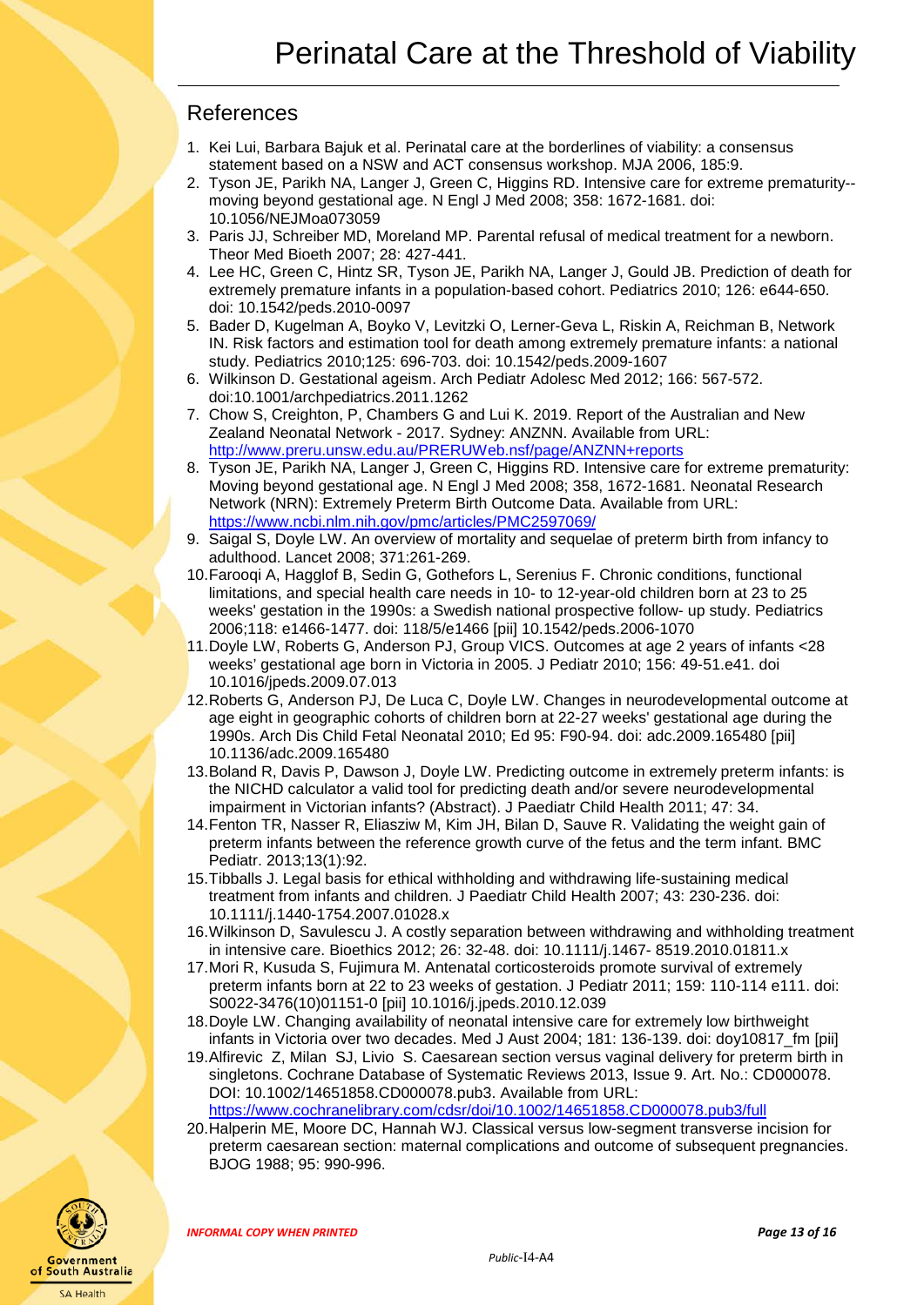## References

1. Kei Lui, Barbara Bajuk et al. Perinatal care at the borderlines of viability: a consensus statement based on a NSW and ACT consensus workshop. MJA 2006, 185:9.
2. Tyson JE, Parikh NA, Langer J, Green C, Higgins RD. Intensive care for extreme prematurity--moving beyond gestational age. N Engl J Med 2008; 358: 1672-1681. doi: 10.1056/NEJMoa073059
3. Paris JJ, Schreiber MD, Moreland MP. Parental refusal of medical treatment for a newborn. Theor Med Bioeth 2007; 28: 427-441.
4. Lee HC, Green C, Hintz SR, Tyson JE, Parikh NA, Langer J, Gould JB. Prediction of death for extremely premature infants in a population-based cohort. Pediatrics 2010; 126: e644-650. doi: 10.1542/peds.2010-0097
5. Bader D, Kugelman A, Boyko V, Levitzki O, Lerner-Geva L, Riskin A, Reichman B, Network IN. Risk factors and estimation tool for death among extremely premature infants: a national study. Pediatrics 2010;125: 696-703. doi: 10.1542/peds.2009-1607
6. Wilkinson D. Gestational ageism. Arch Pediatr Adolesc Med 2012; 166: 567-572. doi:10.1001/archpediatrics.2011.1262
7. Chow S, Creighton, P, Chambers G and Lui K. 2019. Report of the Australian and New Zealand Neonatal Network - 2017. Sydney: ANZNN. Available from URL: http://www.preru.unsw.edu.au/PRERUWeb.nsf/page/ANZNN+reports
8. Tyson JE, Parikh NA, Langer J, Green C, Higgins RD. Intensive care for extreme prematurity: Moving beyond gestational age. N Engl J Med 2008; 358, 1672-1681. Neonatal Research Network (NRN): Extremely Preterm Birth Outcome Data. Available from URL: https://www.ncbi.nlm.nih.gov/pmc/articles/PMC2597069/
9. Saigal S, Doyle LW. An overview of mortality and sequelae of preterm birth from infancy to adulthood. Lancet 2008; 371:261-269.
10. Farooqi A, Hagglof B, Sedin G, Gothefors L, Serenius F. Chronic conditions, functional limitations, and special health care needs in 10- to 12-year-old children born at 23 to 25 weeks' gestation in the 1990s: a Swedish national prospective follow- up study. Pediatrics 2006;118: e1466-1477. doi: 118/5/e1466 [pii] 10.1542/peds.2006-1070
11. Doyle LW, Roberts G, Anderson PJ, Group VICS. Outcomes at age 2 years of infants <28 weeks' gestational age born in Victoria in 2005. J Pediatr 2010; 156: 49-51.e41. doi 10.1016/jpeds.2009.07.013
12. Roberts G, Anderson PJ, De Luca C, Doyle LW. Changes in neurodevelopmental outcome at age eight in geographic cohorts of children born at 22-27 weeks' gestational age during the 1990s. Arch Dis Child Fetal Neonatal 2010; Ed 95: F90-94. doi: adc.2009.165480 [pii] 10.1136/adc.2009.165480
13. Boland R, Davis P, Dawson J, Doyle LW. Predicting outcome in extremely preterm infants: is the NICHD calculator a valid tool for predicting death and/or severe neurodevelopmental impairment in Victorian infants? (Abstract). J Paediatr Child Health 2011; 47: 34.
14. Fenton TR, Nasser R, Eliasziw M, Kim JH, Bilan D, Sauve R. Validating the weight gain of preterm infants between the reference growth curve of the fetus and the term infant. BMC Pediatr. 2013;13(1):92.
15. Tibballs J. Legal basis for ethical withholding and withdrawing life-sustaining medical treatment from infants and children. J Paediatr Child Health 2007; 43: 230-236. doi: 10.1111/j.1440-1754.2007.01028.x
16. Wilkinson D, Savulescu J. A costly separation between withdrawing and withholding treatment in intensive care. Bioethics 2012; 26: 32-48. doi: 10.1111/j.1467- 8519.2010.01811.x
17. Mori R, Kusuda S, Fujimura M. Antenatal corticosteroids promote survival of extremely preterm infants born at 22 to 23 weeks of gestation. J Pediatr 2011; 159: 110-114 e111. doi: S0022-3476(10)01151-0 [pii] 10.1016/j.jpeds.2010.12.039
18. Doyle LW. Changing availability of neonatal intensive care for extremely low birthweight infants in Victoria over two decades. Med J Aust 2004; 181: 136-139. doi: doy10817_fm [pii]
19. Alfirevic Z, Milan SJ, Livio S. Caesarean section versus vaginal delivery for preterm birth in singletons. Cochrane Database of Systematic Reviews 2013, Issue 9. Art. No.: CD000078. DOI: 10.1002/14651858.CD000078.pub3. Available from URL: https://www.cochranelibrary.com/cdsr/doi/10.1002/14651858.CD000078.pub3/full
20. Halperin ME, Moore DC, Hannah WJ. Classical versus low-segment transverse incision for preterm caesarean section: maternal complications and outcome of subsequent pregnancies. BJOG 1988; 95: 990-996.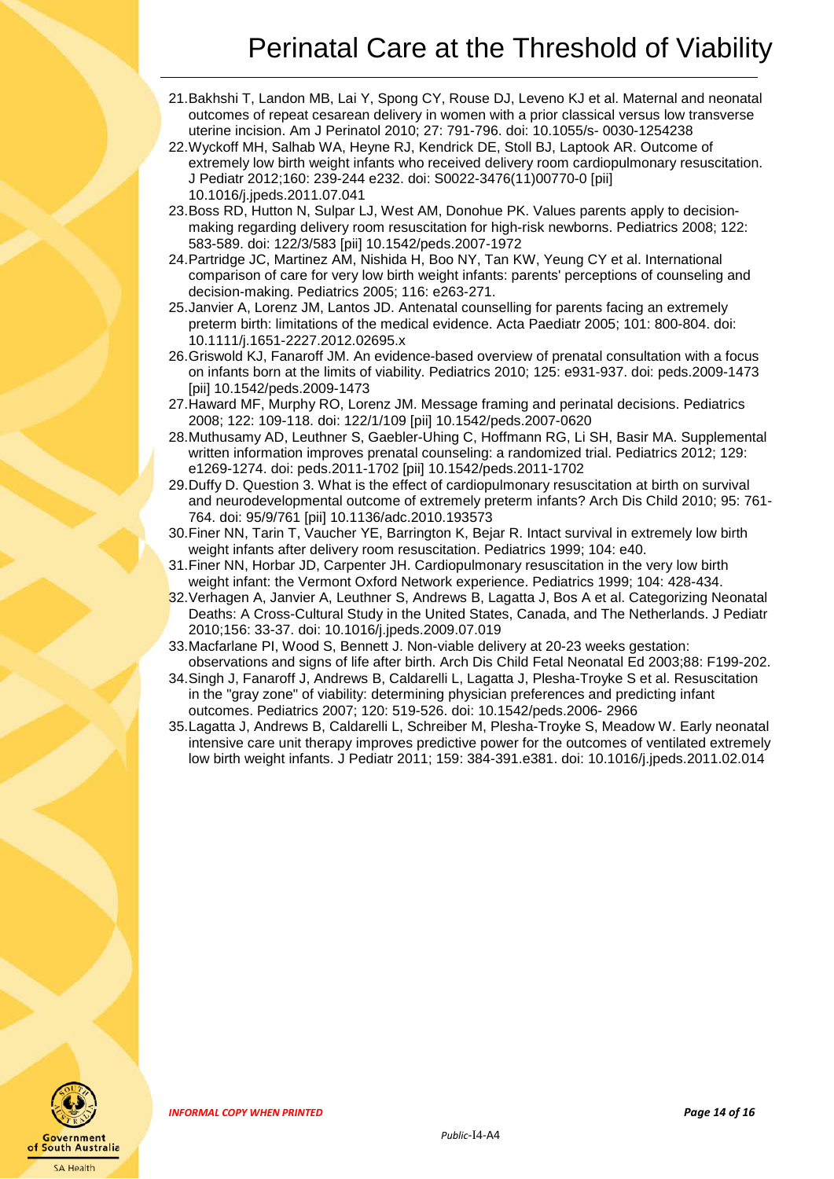21. Bakhshi T, Landon MB, Lai Y, Spong CY, Rouse DJ, Leveno KJ et al. Maternal and neonatal outcomes of repeat cesarean delivery in women with a prior classical versus low transverse uterine incision. Am J Perinatol 2010; 27: 791-796. doi: 10.1055/s- 0030-1254238
22. Wyckoff MH, Salhab WA, Heyne RJ, Kendrick DE, Stoll BJ, Laptook AR. Outcome of extremely low birth weight infants who received delivery room cardiopulmonary resuscitation. J Pediatr 2012;160: 239-244 e232. doi: S0022-3476(11)00770-0 [pii] 10.1016/j.jpeds.2011.07.041
23. Boss RD, Hutton N, Sulpar LJ, West AM, Donohue PK. Values parents apply to decision-making regarding delivery room resuscitation for high-risk newborns. Pediatrics 2008; 122: 583-589. doi: 122/3/583 [pii] 10.1542/peds.2007-1972
24. Partridge JC, Martinez AM, Nishida H, Boo NY, Tan KW, Yeung CY et al. International comparison of care for very low birth weight infants: parents' perceptions of counseling and decision-making. Pediatrics 2005; 116: e263-271.
25. Janvier A, Lorenz JM, Lantos JD. Antenatal counselling for parents facing an extremely preterm birth: limitations of the medical evidence. Acta Paediatr 2005; 101: 800-804. doi: 10.1111/j.1651-2227.2012.02695.x
26. Griswold KJ, Fanaroff JM. An evidence-based overview of prenatal consultation with a focus on infants born at the limits of viability. Pediatrics 2010; 125: e931-937. doi: peds.2009-1473 [pii] 10.1542/peds.2009-1473
27. Haward MF, Murphy RO, Lorenz JM. Message framing and perinatal decisions. Pediatrics 2008; 122: 109-118. doi: 122/1/109 [pii] 10.1542/peds.2007-0620
28. Muthusamy AD, Leuthner S, Gaebler-Uhing C, Hoffmann RG, Li SH, Basir MA. Supplemental written information improves prenatal counseling: a randomized trial. Pediatrics 2012; 129: e1269-1274. doi: peds.2011-1702 [pii] 10.1542/peds.2011-1702
29. Duffy D. Question 3. What is the effect of cardiopulmonary resuscitation at birth on survival and neurodevelopmental outcome of extremely preterm infants? Arch Dis Child 2010; 95: 761-764. doi: 95/9/761 [pii] 10.1136/adc.2010.193573
30. Finer NN, Tarin T, Vaucher YE, Barrington K, Bejar R. Intact survival in extremely low birth weight infants after delivery room resuscitation. Pediatrics 1999; 104: e40.
31. Finer NN, Horbar JD, Carpenter JH. Cardiopulmonary resuscitation in the very low birth weight infant: the Vermont Oxford Network experience. Pediatrics 1999; 104: 428-434.
32. Verhagen A, Janvier A, Leuthner S, Andrews B, Lagatta J, Bos A et al. Categorizing Neonatal Deaths: A Cross-Cultural Study in the United States, Canada, and The Netherlands. J Pediatr 2010;156: 33-37. doi: 10.1016/j.jpeds.2009.07.019
33. Macfarlane PI, Wood S, Bennett J. Non-viable delivery at 20-23 weeks gestation: observations and signs of life after birth. Arch Dis Child Fetal Neonatal Ed 2003;88: F199-202.
34. Singh J, Fanaroff J, Andrews B, Caldarelli L, Lagatta J, Plesha-Troyke S et al. Resuscitation in the "gray zone" of viability: determining physician preferences and predicting infant outcomes. Pediatrics 2007; 120: 519-526. doi: 10.1542/peds.2006- 2966
35. Lagatta J, Andrews B, Caldarelli L, Schreiber M, Plesha-Troyke S, Meadow W. Early neonatal intensive care unit therapy improves predictive power for the outcomes of ventilated extremely low birth weight infants. J Pediatr 2011; 159: 384-391.e381. doi: 10.1016/j.jpeds.2011.02.014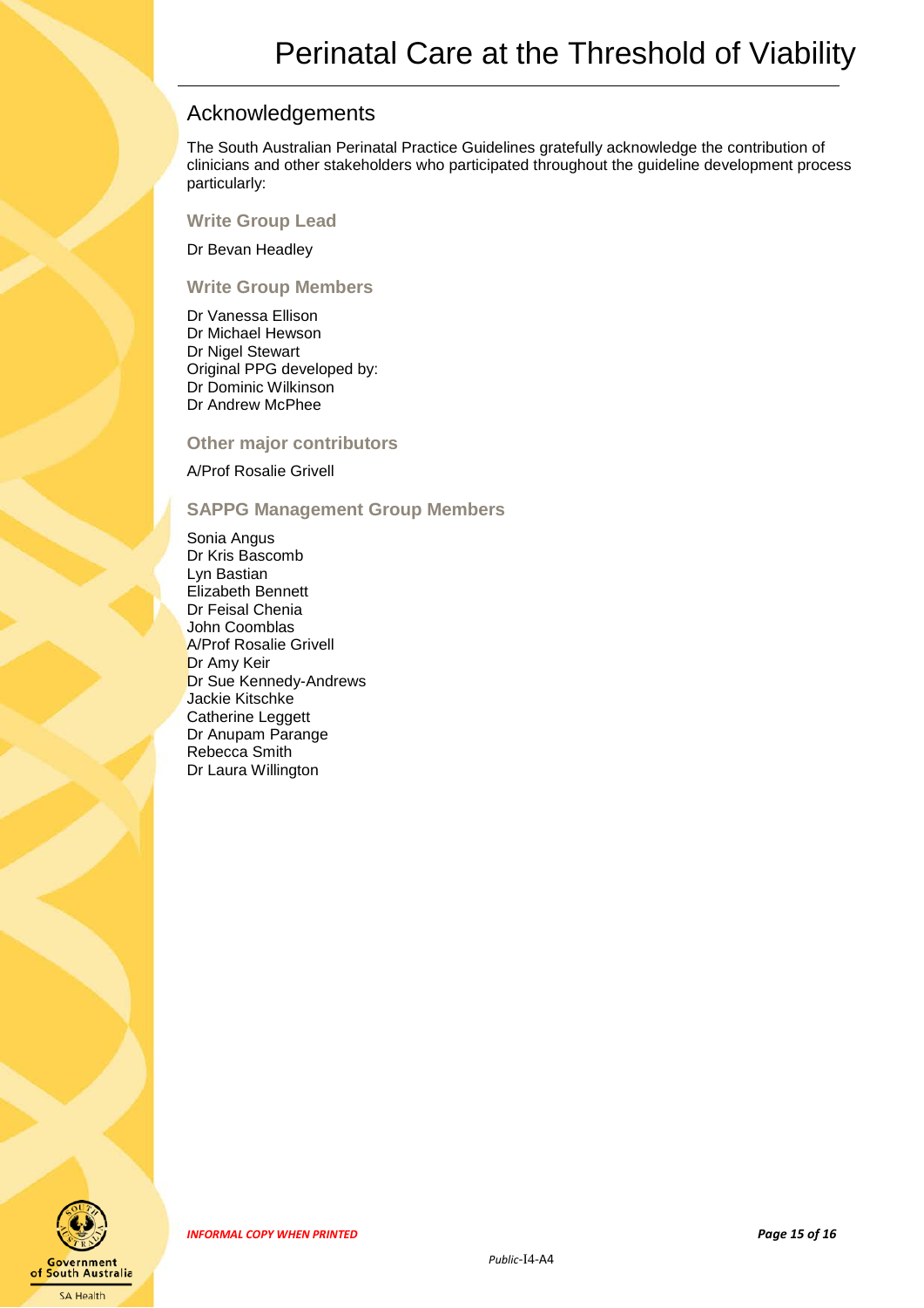## Acknowledgements

The South Australian Perinatal Practice Guidelines gratefully acknowledge the contribution of clinicians and other stakeholders who participated throughout the guideline development process particularly:

### Write Group Lead

Dr Bevan Headley

### Write Group Members

Dr Vanessa Ellison
Dr Michael Hewson
Dr Nigel Stewart
Original PPG developed by:
Dr Dominic Wilkinson
Dr Andrew McPhee

### Other major contributors

A/Prof Rosalie Grivell

### SAPPG Management Group Members

Sonia Angus
Dr Kris Bascomb
Lyn Bastian
Elizabeth Bennett
Dr Feisal Chenia
John Coomblas
A/Prof Rosalie Grivell
Dr Amy Keir
Dr Sue Kennedy-Andrews
Jackie Kitschke
Catherine Leggett
Dr Anupam Parange
Rebecca Smith
Dr Laura Willington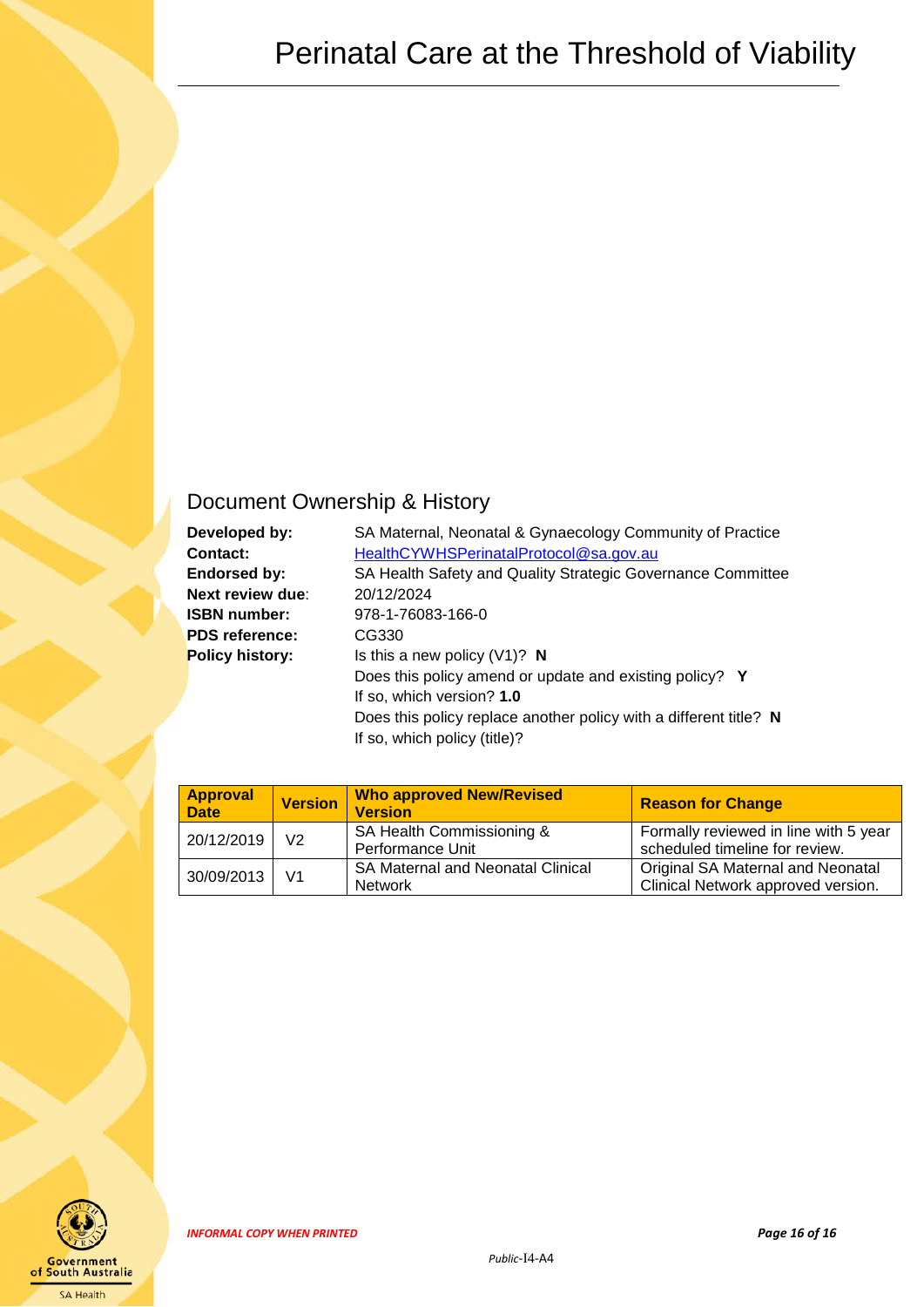## Document Ownership & History

| | |
|---|---|
| **Developed by:** | SA Maternal, Neonatal & Gynaecology Community of Practice |
| **Contact:** | HealthCYWHSPerinatalProtocol@sa.gov.au |
| **Endorsed by:** | SA Health Safety and Quality Strategic Governance Committee |
| **Next review due**: | 20/12/2024 |
| **ISBN number:** | 978-1-76083-166-0 |
| **PDS reference:** | CG330 |
| **Policy history:** | Is this a new policy (V1)? **N** |
| | Does this policy amend or update and existing policy? **Y** |
| | If so, which version? **1.0** |
| | Does this policy replace another policy with a different title? **N** |
| | If so, which policy (title)? |

| Approval Date | Version | Who approved New/Revised Version | Reason for Change |
|---|---|---|---|
| 20/12/2019 | V2 | SA Health Commissioning & Performance Unit | Formally reviewed in line with 5 year scheduled timeline for review. |
| 30/09/2013 | V1 | SA Maternal and Neonatal Clinical Network | Original SA Maternal and Neonatal Clinical Network approved version. |

***INFORMAL COPY WHEN PRINTED***

*Public*-I4-A4